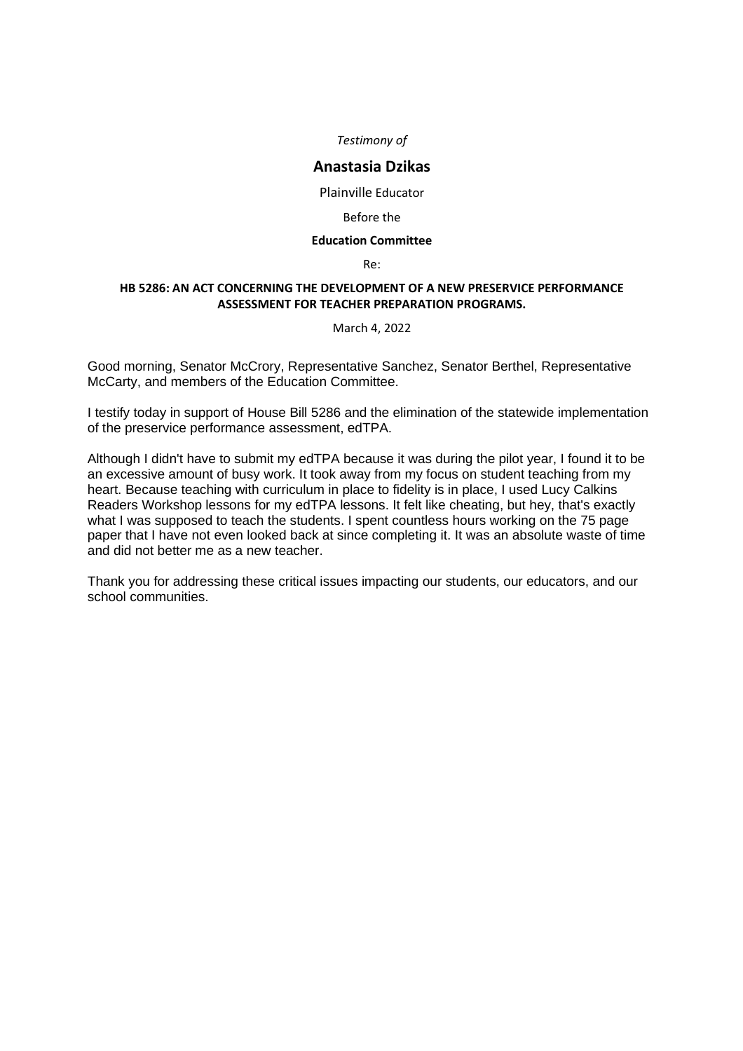*Testimony of*

## Anastasia Dzikas

Plainville Educator

Before the

**Education Committee**

Re:

**HB 5286: AN ACT CONCERNING THE DEVELOPMENT OF A NEW PRESERVICE PERFORMANCE ASSESSMENT FOR TEACHER PREPARATION PROGRAMS.**

March 4, 2022

Good morning, Senator McCrory, Representative Sanchez, Senator Berthel, Representative McCarty, and members of the Education Committee.

I testify today in support of House Bill 5286 and the elimination of the statewide implementation of the preservice performance assessment, edTPA.

Although I didn't have to submit my edTPA because it was during the pilot year, I found it to be an excessive amount of busy work. It took away from my focus on student teaching from my heart. Because teaching with curriculum in place to fidelity is in place, I used Lucy Calkins Readers Workshop lessons for my edTPA lessons. It felt like cheating, but hey, that's exactly what I was supposed to teach the students. I spent countless hours working on the 75 page paper that I have not even looked back at since completing it. It was an absolute waste of time and did not better me as a new teacher.

Thank you for addressing these critical issues impacting our students, our educators, and our school communities.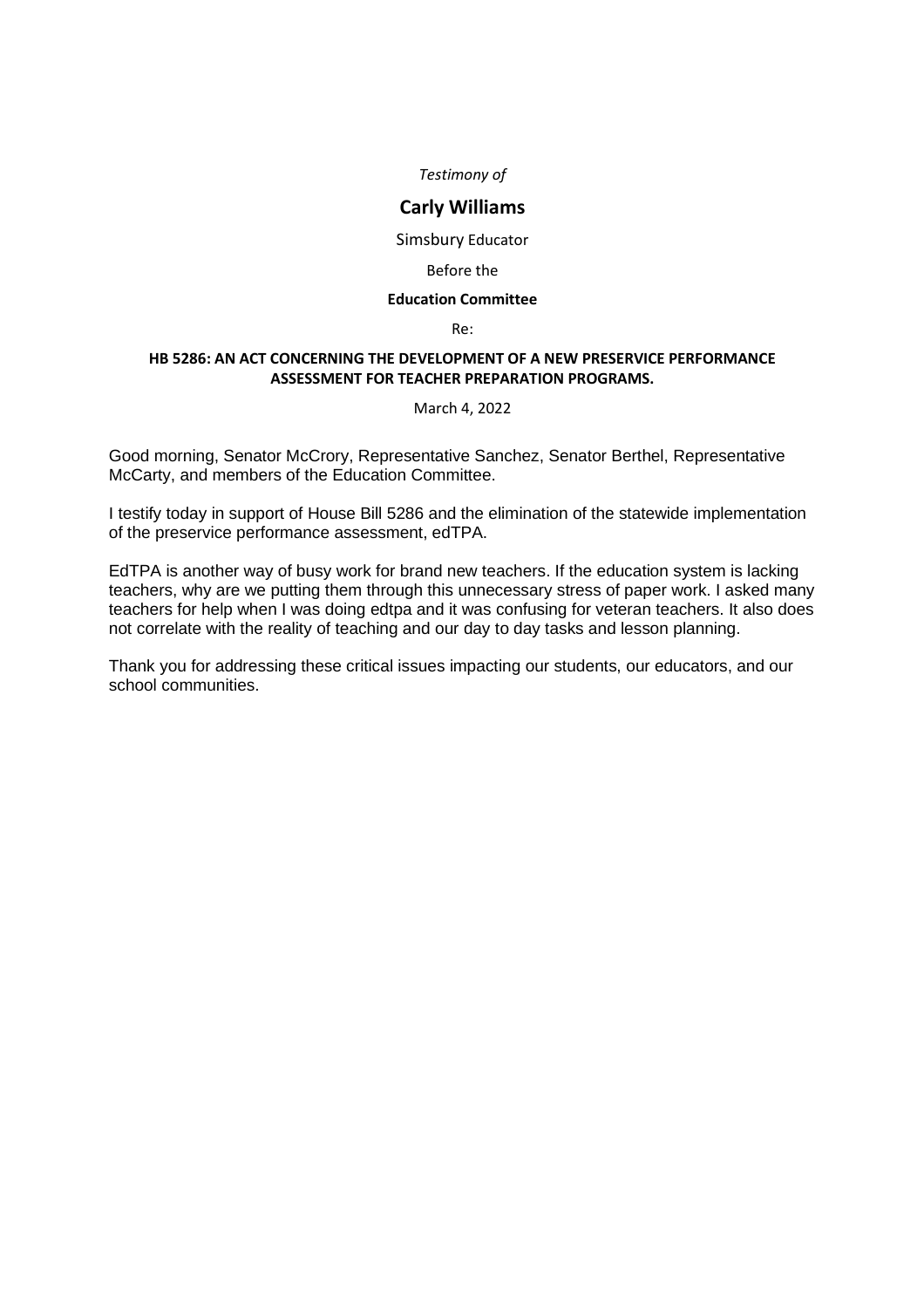*Testimony of*

## Carly Williams

Simsbury Educator

Before the

**Education Committee**

Re:

**HB 5286: AN ACT CONCERNING THE DEVELOPMENT OF A NEW PRESERVICE PERFORMANCE ASSESSMENT FOR TEACHER PREPARATION PROGRAMS.**

March 4, 2022

Good morning, Senator McCrory, Representative Sanchez, Senator Berthel, Representative McCarty, and members of the Education Committee.

I testify today in support of House Bill 5286 and the elimination of the statewide implementation of the preservice performance assessment, edTPA.

EdTPA is another way of busy work for brand new teachers. If the education system is lacking teachers, why are we putting them through this unnecessary stress of paper work. I asked many teachers for help when I was doing edtpa and it was confusing for veteran teachers. It also does not correlate with the reality of teaching and our day to day tasks and lesson planning.

Thank you for addressing these critical issues impacting our students, our educators, and our school communities.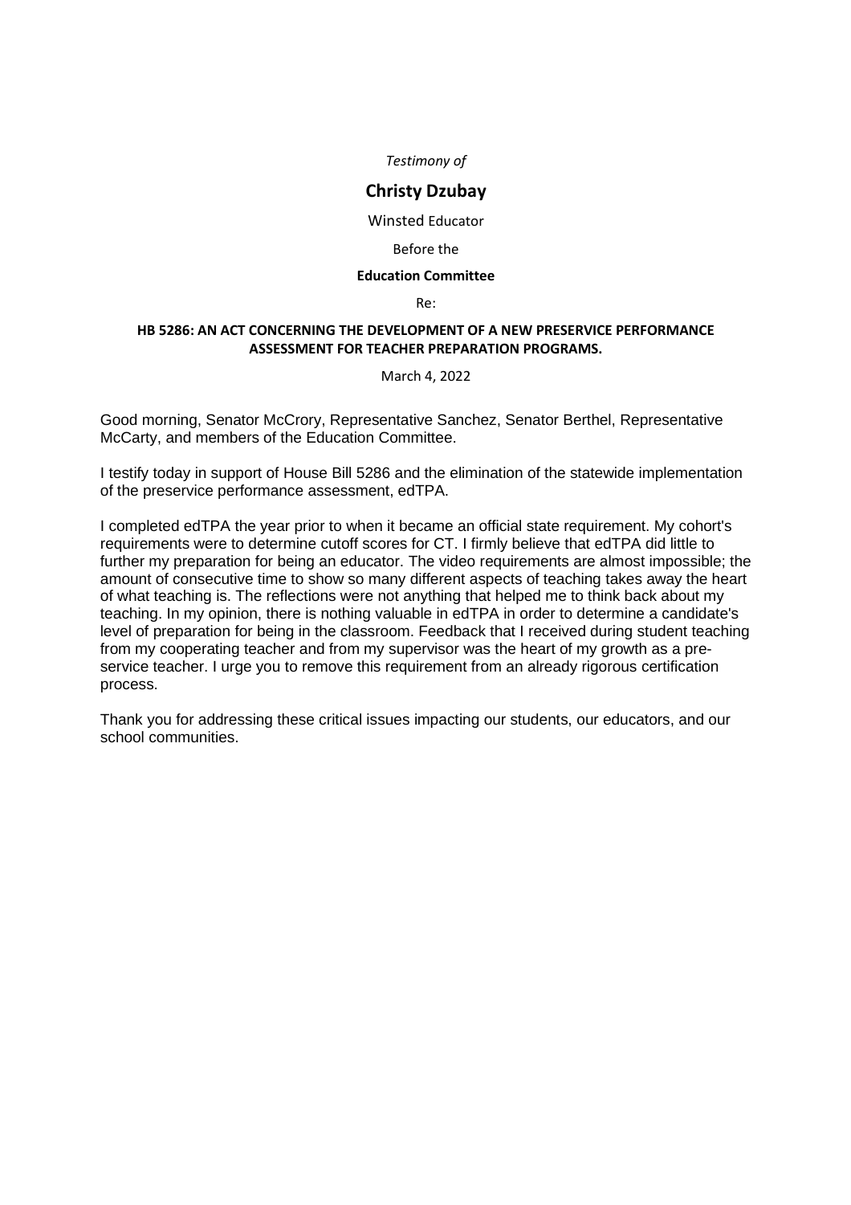*Testimony of*

## Christy Dzubay

Winsted Educator

Before the

**Education Committee**

Re:

**HB 5286: AN ACT CONCERNING THE DEVELOPMENT OF A NEW PRESERVICE PERFORMANCE ASSESSMENT FOR TEACHER PREPARATION PROGRAMS.**

March 4, 2022

Good morning, Senator McCrory, Representative Sanchez, Senator Berthel, Representative McCarty, and members of the Education Committee.

I testify today in support of House Bill 5286 and the elimination of the statewide implementation of the preservice performance assessment, edTPA.

I completed edTPA the year prior to when it became an official state requirement. My cohort's requirements were to determine cutoff scores for CT. I firmly believe that edTPA did little to further my preparation for being an educator. The video requirements are almost impossible; the amount of consecutive time to show so many different aspects of teaching takes away the heart of what teaching is. The reflections were not anything that helped me to think back about my teaching. In my opinion, there is nothing valuable in edTPA in order to determine a candidate's level of preparation for being in the classroom. Feedback that I received during student teaching from my cooperating teacher and from my supervisor was the heart of my growth as a pre-service teacher. I urge you to remove this requirement from an already rigorous certification process.

Thank you for addressing these critical issues impacting our students, our educators, and our school communities.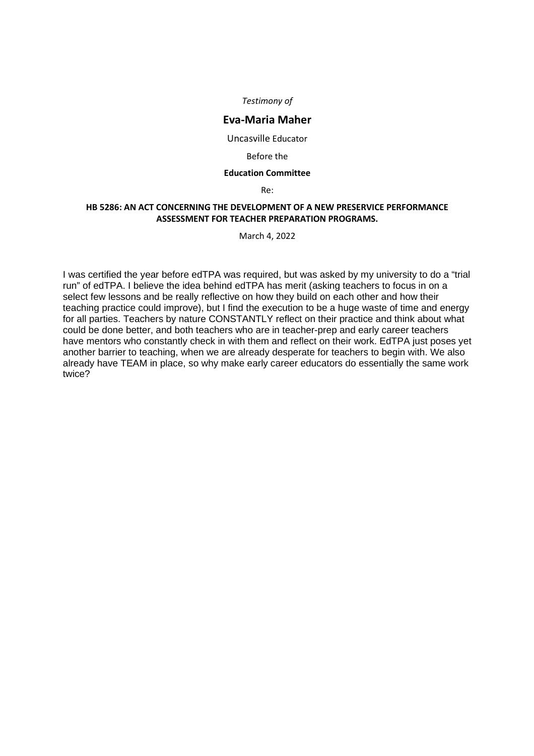*Testimony of*

## Eva-Maria Maher

Uncasville Educator

Before the

**Education Committee**

Re:

**HB 5286: AN ACT CONCERNING THE DEVELOPMENT OF A NEW PRESERVICE PERFORMANCE ASSESSMENT FOR TEACHER PREPARATION PROGRAMS.**

March 4, 2022

I was certified the year before edTPA was required, but was asked by my university to do a "trial run" of edTPA. I believe the idea behind edTPA has merit (asking teachers to focus in on a select few lessons and be really reflective on how they build on each other and how their teaching practice could improve), but I find the execution to be a huge waste of time and energy for all parties. Teachers by nature CONSTANTLY reflect on their practice and think about what could be done better, and both teachers who are in teacher-prep and early career teachers have mentors who constantly check in with them and reflect on their work. EdTPA just poses yet another barrier to teaching, when we are already desperate for teachers to begin with. We also already have TEAM in place, so why make early career educators do essentially the same work twice?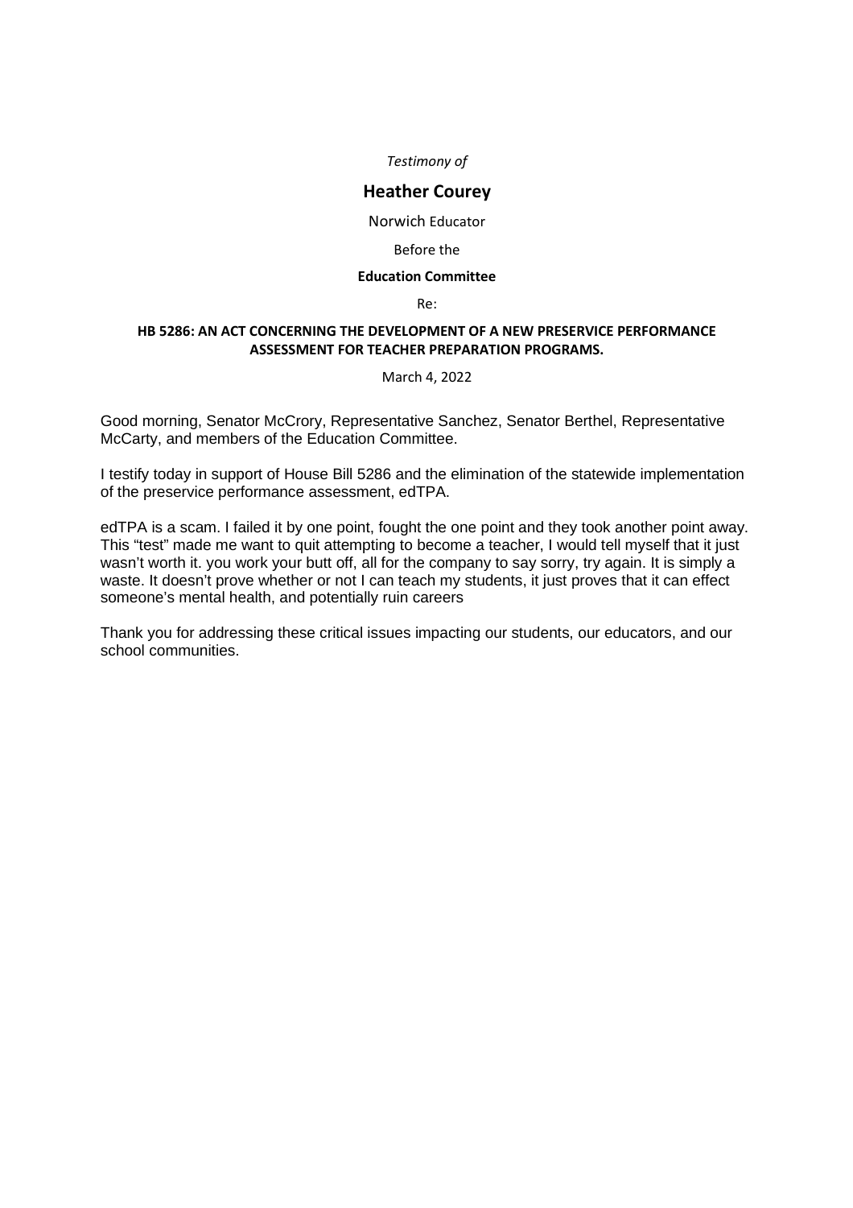*Testimony of*

## Heather Courey

Norwich Educator

Before the

**Education Committee**

Re:

**HB 5286: AN ACT CONCERNING THE DEVELOPMENT OF A NEW PRESERVICE PERFORMANCE ASSESSMENT FOR TEACHER PREPARATION PROGRAMS.**

March 4, 2022

Good morning, Senator McCrory, Representative Sanchez, Senator Berthel, Representative McCarty, and members of the Education Committee.

I testify today in support of House Bill 5286 and the elimination of the statewide implementation of the preservice performance assessment, edTPA.

edTPA is a scam. I failed it by one point, fought the one point and they took another point away. This "test" made me want to quit attempting to become a teacher, I would tell myself that it just wasn't worth it. you work your butt off, all for the company to say sorry, try again. It is simply a waste. It doesn't prove whether or not I can teach my students, it just proves that it can effect someone's mental health, and potentially ruin careers

Thank you for addressing these critical issues impacting our students, our educators, and our school communities.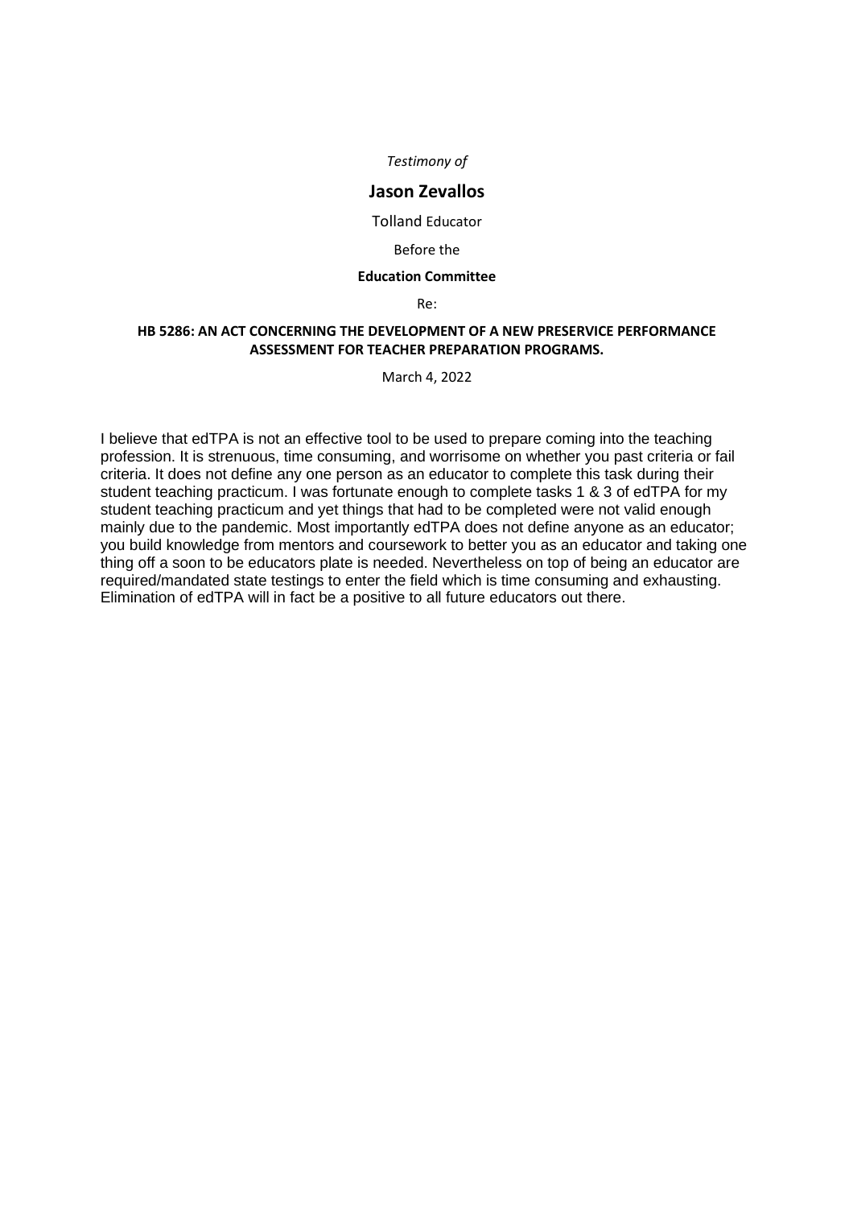*Testimony of*

**Jason Zevallos**

Tolland Educator

Before the

**Education Committee**

Re:

**HB 5286: AN ACT CONCERNING THE DEVELOPMENT OF A NEW PRESERVICE PERFORMANCE ASSESSMENT FOR TEACHER PREPARATION PROGRAMS.**

March 4, 2022

I believe that edTPA is not an effective tool to be used to prepare coming into the teaching profession. It is strenuous, time consuming, and worrisome on whether you past criteria or fail criteria. It does not define any one person as an educator to complete this task during their student teaching practicum. I was fortunate enough to complete tasks 1 & 3 of edTPA for my student teaching practicum and yet things that had to be completed were not valid enough mainly due to the pandemic. Most importantly edTPA does not define anyone as an educator; you build knowledge from mentors and coursework to better you as an educator and taking one thing off a soon to be educators plate is needed. Nevertheless on top of being an educator are required/mandated state testings to enter the field which is time consuming and exhausting. Elimination of edTPA will in fact be a positive to all future educators out there.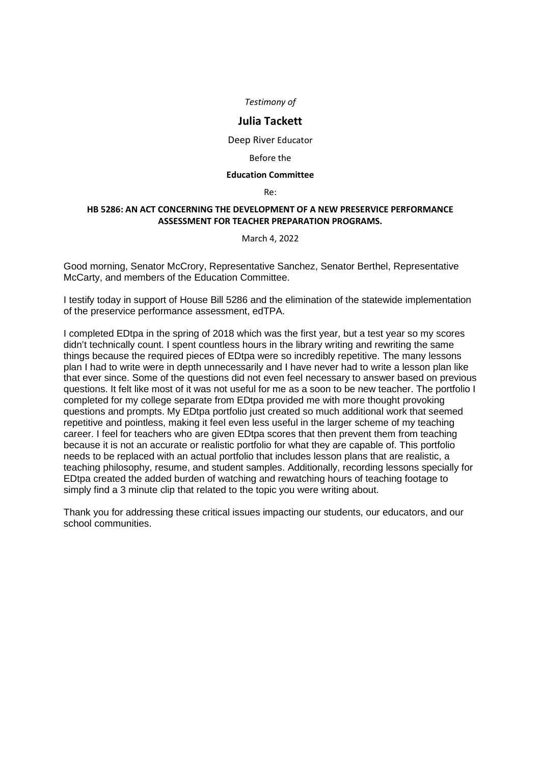*Testimony of*

**Julia Tackett**

Deep River Educator

Before the

**Education Committee**

Re:

**HB 5286: AN ACT CONCERNING THE DEVELOPMENT OF A NEW PRESERVICE PERFORMANCE ASSESSMENT FOR TEACHER PREPARATION PROGRAMS.**

March 4, 2022

Good morning, Senator McCrory, Representative Sanchez, Senator Berthel, Representative McCarty, and members of the Education Committee.

I testify today in support of House Bill 5286 and the elimination of the statewide implementation of the preservice performance assessment, edTPA.

I completed EDtpa in the spring of 2018 which was the first year, but a test year so my scores didn't technically count. I spent countless hours in the library writing and rewriting the same things because the required pieces of EDtpa were so incredibly repetitive. The many lessons plan I had to write were in depth unnecessarily and I have never had to write a lesson plan like that ever since. Some of the questions did not even feel necessary to answer based on previous questions. It felt like most of it was not useful for me as a soon to be new teacher. The portfolio I completed for my college separate from EDtpa provided me with more thought provoking questions and prompts. My EDtpa portfolio just created so much additional work that seemed repetitive and pointless, making it feel even less useful in the larger scheme of my teaching career. I feel for teachers who are given EDtpa scores that then prevent them from teaching because it is not an accurate or realistic portfolio for what they are capable of. This portfolio needs to be replaced with an actual portfolio that includes lesson plans that are realistic, a teaching philosophy, resume, and student samples. Additionally, recording lessons specially for EDtpa created the added burden of watching and rewatching hours of teaching footage to simply find a 3 minute clip that related to the topic you were writing about.

Thank you for addressing these critical issues impacting our students, our educators, and our school communities.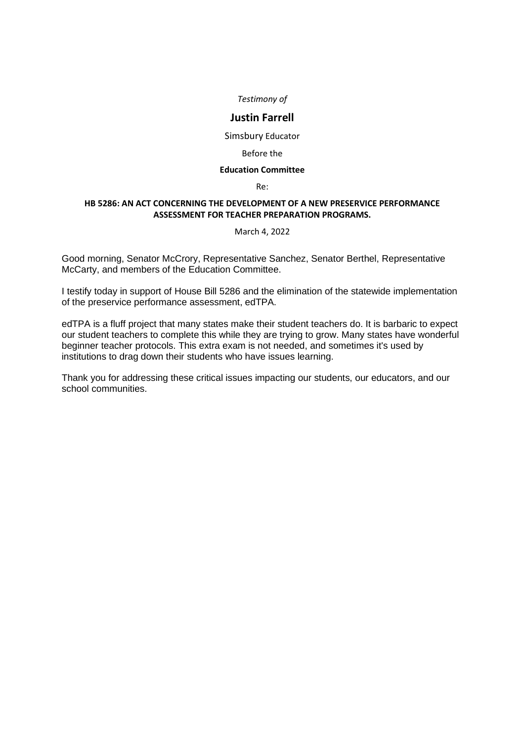*Testimony of*

## Justin Farrell

Simsbury Educator

Before the

**Education Committee**

Re:

**HB 5286: AN ACT CONCERNING THE DEVELOPMENT OF A NEW PRESERVICE PERFORMANCE ASSESSMENT FOR TEACHER PREPARATION PROGRAMS.**

March 4, 2022

Good morning, Senator McCrory, Representative Sanchez, Senator Berthel, Representative McCarty, and members of the Education Committee.

I testify today in support of House Bill 5286 and the elimination of the statewide implementation of the preservice performance assessment, edTPA.

edTPA is a fluff project that many states make their student teachers do. It is barbaric to expect our student teachers to complete this while they are trying to grow. Many states have wonderful beginner teacher protocols. This extra exam is not needed, and sometimes it's used by institutions to drag down their students who have issues learning.

Thank you for addressing these critical issues impacting our students, our educators, and our school communities.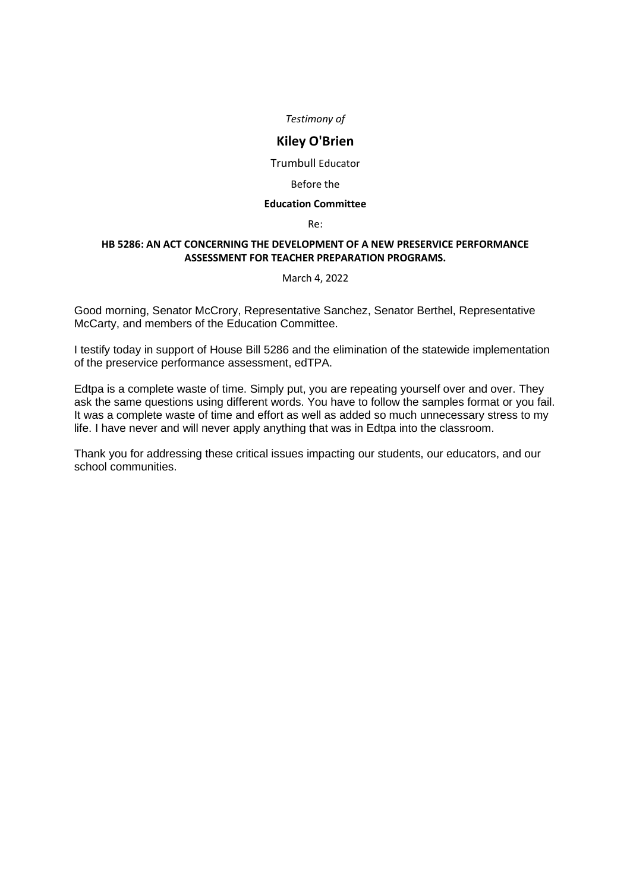*Testimony of*

# Kiley O'Brien

Trumbull Educator

Before the

**Education Committee**

Re:

**HB 5286: AN ACT CONCERNING THE DEVELOPMENT OF A NEW PRESERVICE PERFORMANCE ASSESSMENT FOR TEACHER PREPARATION PROGRAMS.**

March 4, 2022

Good morning, Senator McCrory, Representative Sanchez, Senator Berthel, Representative McCarty, and members of the Education Committee.

I testify today in support of House Bill 5286 and the elimination of the statewide implementation of the preservice performance assessment, edTPA.

Edtpa is a complete waste of time. Simply put, you are repeating yourself over and over. They ask the same questions using different words. You have to follow the samples format or you fail. It was a complete waste of time and effort as well as added so much unnecessary stress to my life. I have never and will never apply anything that was in Edtpa into the classroom.

Thank you for addressing these critical issues impacting our students, our educators, and our school communities.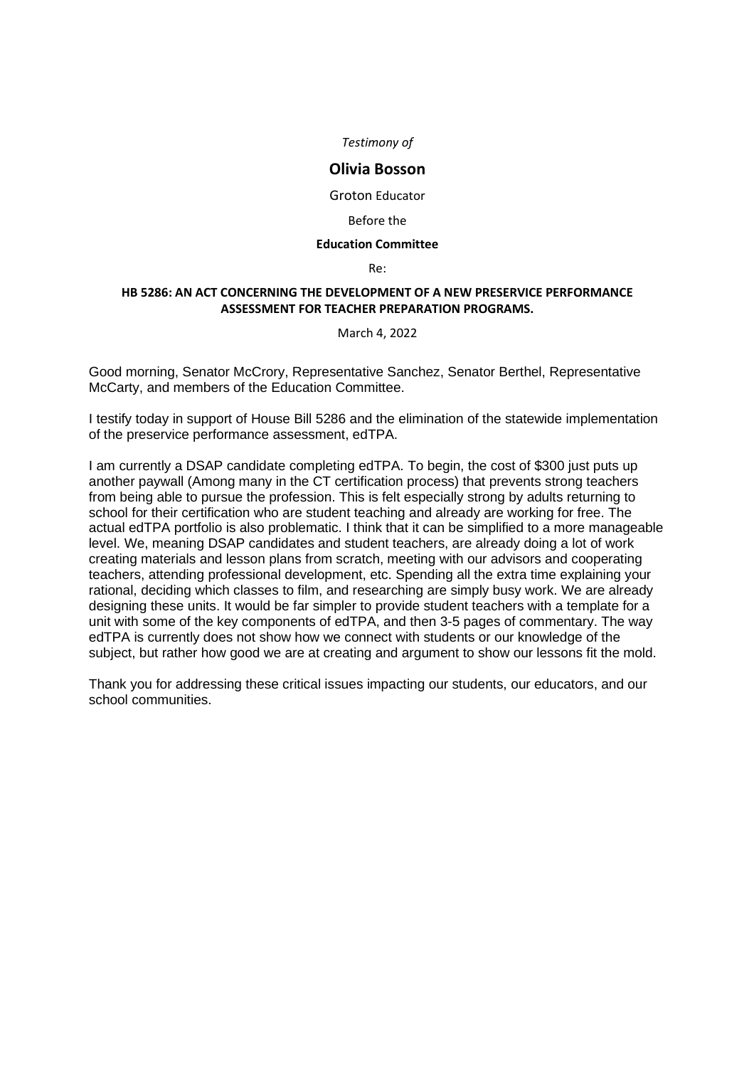*Testimony of*

**Olivia Bosson**

Groton Educator

Before the

**Education Committee**

Re:

**HB 5286: AN ACT CONCERNING THE DEVELOPMENT OF A NEW PRESERVICE PERFORMANCE ASSESSMENT FOR TEACHER PREPARATION PROGRAMS.**

March 4, 2022

Good morning, Senator McCrory, Representative Sanchez, Senator Berthel, Representative McCarty, and members of the Education Committee.

I testify today in support of House Bill 5286 and the elimination of the statewide implementation of the preservice performance assessment, edTPA.

I am currently a DSAP candidate completing edTPA. To begin, the cost of $300 just puts up another paywall (Among many in the CT certification process) that prevents strong teachers from being able to pursue the profession. This is felt especially strong by adults returning to school for their certification who are student teaching and already are working for free. The actual edTPA portfolio is also problematic. I think that it can be simplified to a more manageable level. We, meaning DSAP candidates and student teachers, are already doing a lot of work creating materials and lesson plans from scratch, meeting with our advisors and cooperating teachers, attending professional development, etc. Spending all the extra time explaining your rational, deciding which classes to film, and researching are simply busy work. We are already designing these units. It would be far simpler to provide student teachers with a template for a unit with some of the key components of edTPA, and then 3-5 pages of commentary. The way edTPA is currently does not show how we connect with students or our knowledge of the subject, but rather how good we are at creating and argument to show our lessons fit the mold.

Thank you for addressing these critical issues impacting our students, our educators, and our school communities.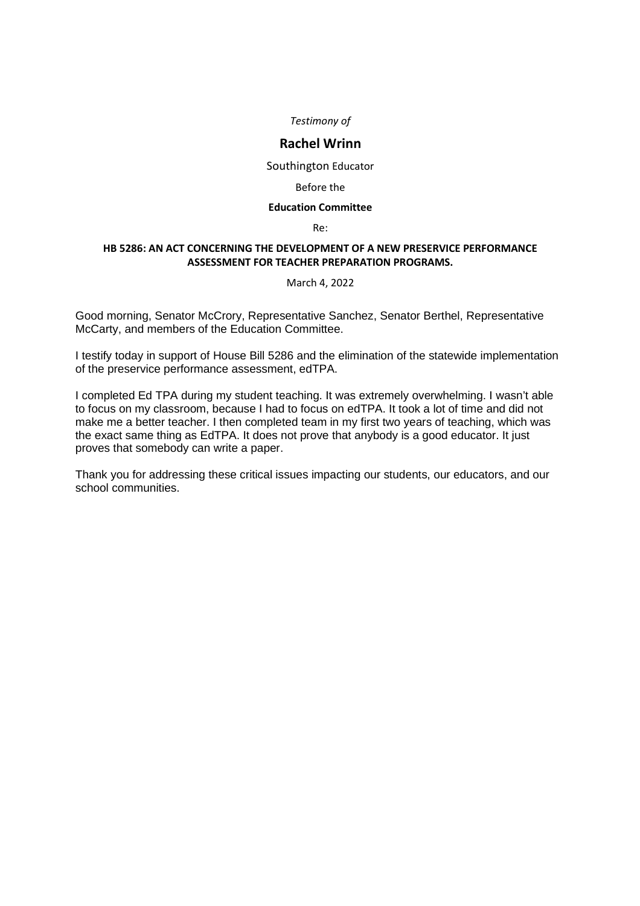*Testimony of*

## Rachel Wrinn

Southington Educator

Before the

**Education Committee**

Re:

**HB 5286: AN ACT CONCERNING THE DEVELOPMENT OF A NEW PRESERVICE PERFORMANCE ASSESSMENT FOR TEACHER PREPARATION PROGRAMS.**

March 4, 2022

Good morning, Senator McCrory, Representative Sanchez, Senator Berthel, Representative McCarty, and members of the Education Committee.

I testify today in support of House Bill 5286 and the elimination of the statewide implementation of the preservice performance assessment, edTPA.

I completed Ed TPA during my student teaching. It was extremely overwhelming. I wasn't able to focus on my classroom, because I had to focus on edTPA. It took a lot of time and did not make me a better teacher. I then completed team in my first two years of teaching, which was the exact same thing as EdTPA. It does not prove that anybody is a good educator. It just proves that somebody can write a paper.

Thank you for addressing these critical issues impacting our students, our educators, and our school communities.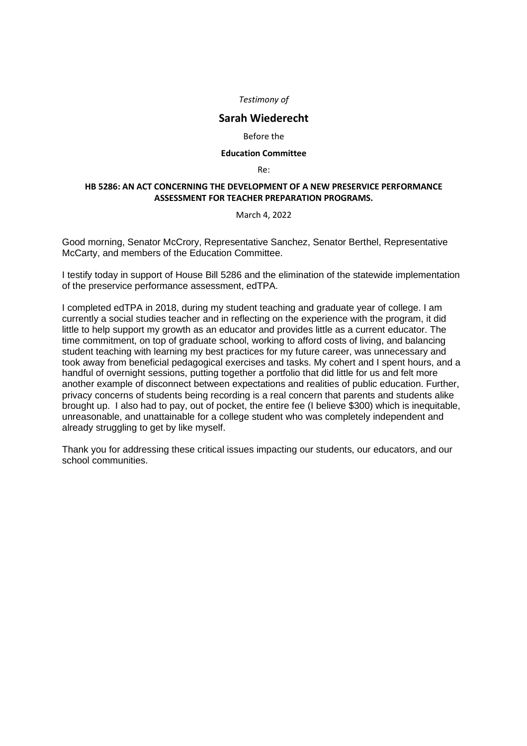*Testimony of*

## Sarah Wiederecht

Before the

**Education Committee**

Re:

**HB 5286: AN ACT CONCERNING THE DEVELOPMENT OF A NEW PRESERVICE PERFORMANCE ASSESSMENT FOR TEACHER PREPARATION PROGRAMS.**

March 4, 2022

Good morning, Senator McCrory, Representative Sanchez, Senator Berthel, Representative McCarty, and members of the Education Committee.

I testify today in support of House Bill 5286 and the elimination of the statewide implementation of the preservice performance assessment, edTPA.

I completed edTPA in 2018, during my student teaching and graduate year of college. I am currently a social studies teacher and in reflecting on the experience with the program, it did little to help support my growth as an educator and provides little as a current educator. The time commitment, on top of graduate school, working to afford costs of living, and balancing student teaching with learning my best practices for my future career, was unnecessary and took away from beneficial pedagogical exercises and tasks. My cohert and I spent hours, and a handful of overnight sessions, putting together a portfolio that did little for us and felt more another example of disconnect between expectations and realities of public education. Further, privacy concerns of students being recording is a real concern that parents and students alike brought up. I also had to pay, out of pocket, the entire fee (I believe $300) which is inequitable, unreasonable, and unattainable for a college student who was completely independent and already struggling to get by like myself.

Thank you for addressing these critical issues impacting our students, our educators, and our school communities.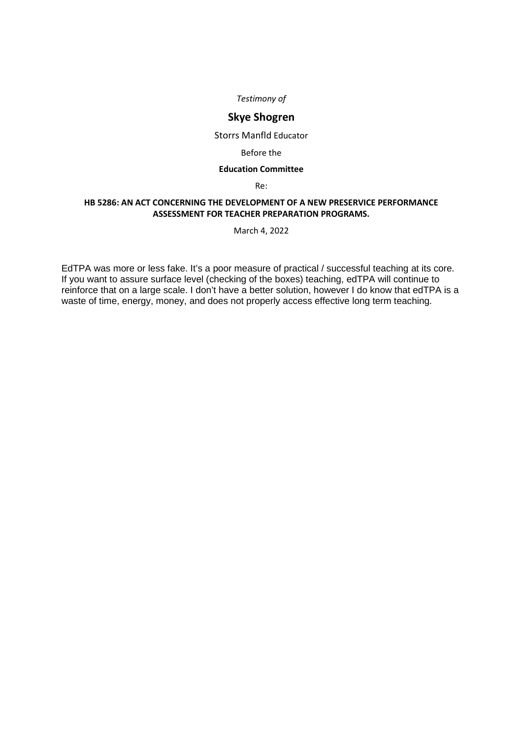*Testimony of*

**Skye Shogren**

Storrs Manfld Educator

Before the

**Education Committee**

Re:

**HB 5286: AN ACT CONCERNING THE DEVELOPMENT OF A NEW PRESERVICE PERFORMANCE ASSESSMENT FOR TEACHER PREPARATION PROGRAMS.**

March 4, 2022

EdTPA was more or less fake. It's a poor measure of practical / successful teaching at its core. If you want to assure surface level (checking of the boxes) teaching, edTPA will continue to reinforce that on a large scale. I don't have a better solution, however I do know that edTPA is a waste of time, energy, money, and does not properly access effective long term teaching.